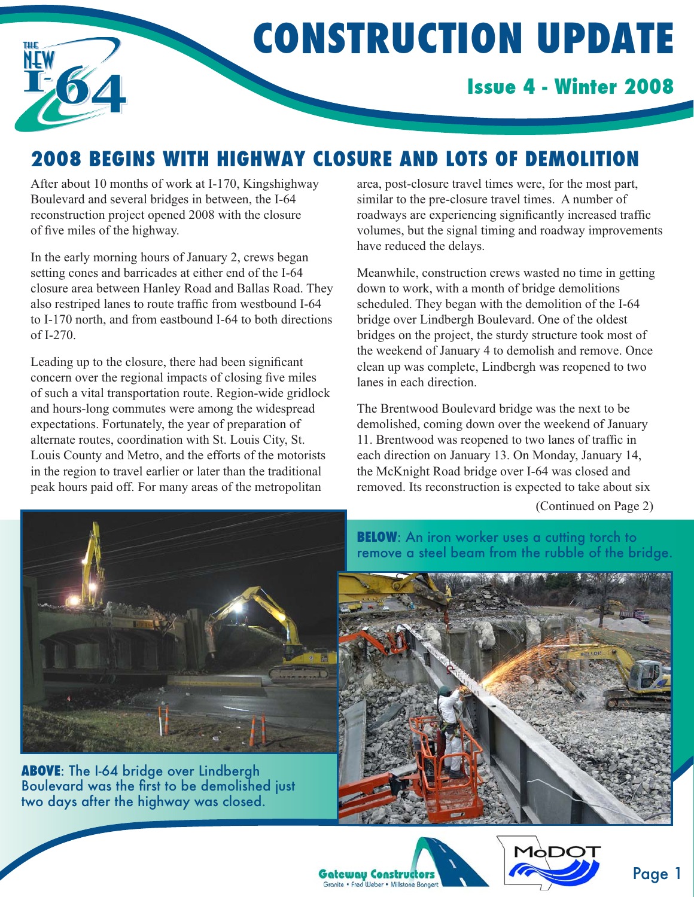# CONSTRUCTION UPDATE

**Issue 4 - Winter 2008**

## 2008 BEGINS WITH HIGHWAY CLOSURE AND LOTS OF DEMOLITION

After about 10 months of work at I-170, Kingshighway Boulevard and several bridges in between, the I-64 reconstruction project opened 2008 with the closure of five miles of the highway.

In the early morning hours of January 2, crews began setting cones and barricades at either end of the I-64 closure area between Hanley Road and Ballas Road. They also restriped lanes to route traffic from westbound I-64 to I-170 north, and from eastbound I-64 to both directions of I-270.

Leading up to the closure, there had been significant concern over the regional impacts of closing five miles of such a vital transportation route. Region-wide gridlock and hours-long commutes were among the widespread expectations. Fortunately, the year of preparation of alternate routes, coordination with St. Louis City, St. Louis County and Metro, and the efforts of the motorists in the region to travel earlier or later than the traditional peak hours paid off. For many areas of the metropolitan area, post-closure travel times were, for the most part, similar to the pre-closure travel times. A number of roadways are experiencing significantly increased traffic volumes, but the signal timing and roadway improvements have reduced the delays.

Meanwhile, construction crews wasted no time in getting down to work, with a month of bridge demolitions scheduled. They began with the demolition of the I-64 bridge over Lindbergh Boulevard. One of the oldest bridges on the project, the sturdy structure took most of the weekend of January 4 to demolish and remove. Once clean up was complete, Lindbergh was reopened to two lanes in each direction.

The Brentwood Boulevard bridge was the next to be demolished, coming down over the weekend of January 11. Brentwood was reopened to two lanes of traffic in each direction on January 13. On Monday, January 14, the McKnight Road bridge over I-64 was closed and removed. Its reconstruction is expected to take about six

(Continued on Page 2)

**ABOVE**: The I-64 bridge over Lindbergh Boulevard was the first to be demolished just two days after the highway was closed.

**BELOW**: An iron worker uses a cutting torch to remove a steel beam from the rubble of the bridge.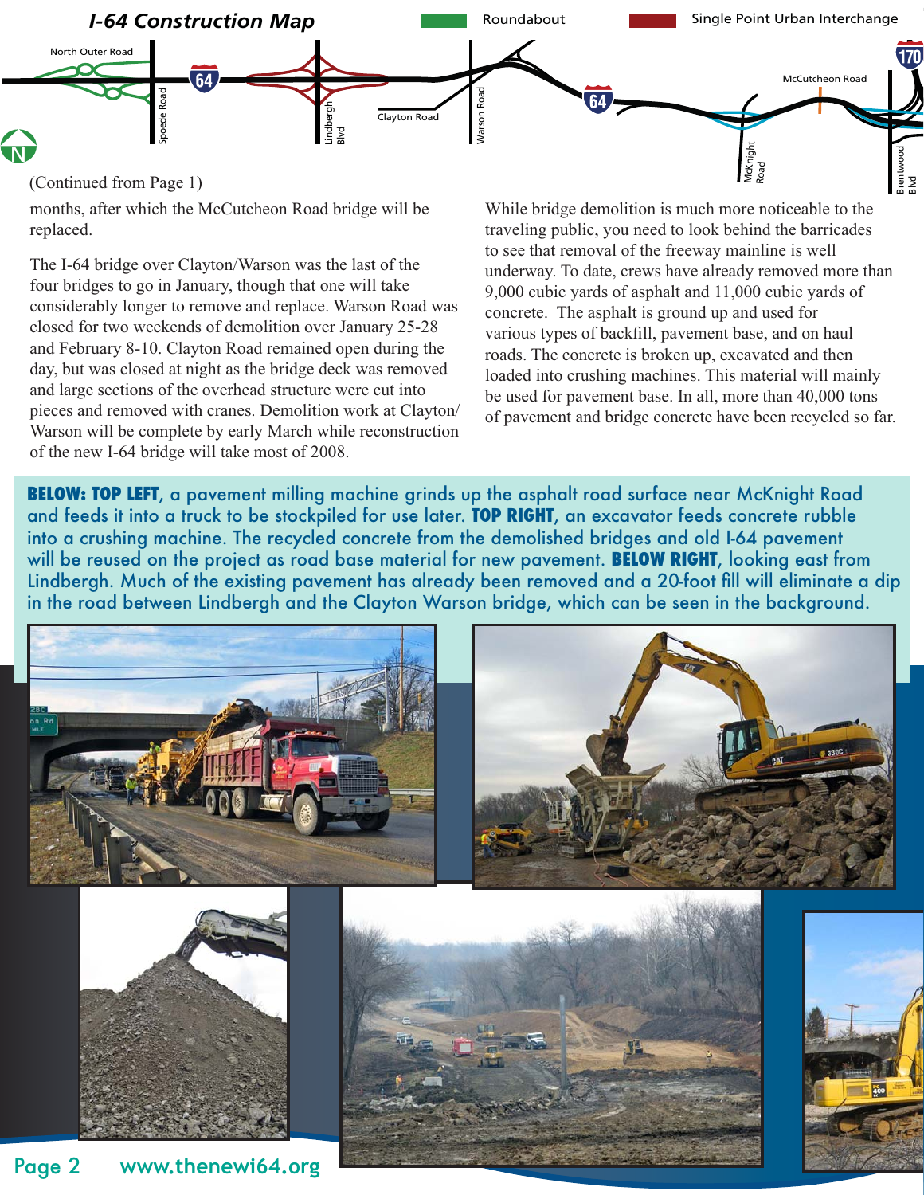## I-64 Construction Map

Roundabout — Single Point Urban Interchange

North Outer Road, Spoede Road, Lindbergh Blvd, Clayton Road, Warson Road, McKnight Road, McCutcheon Road, Brentwood Blvd

(Continued from Page 1)

months, after which the McCutcheon Road bridge will be replaced.

The I-64 bridge over Clayton/Warson was the last of the four bridges to go in January, though that one will take considerably longer to remove and replace. Warson Road was closed for two weekends of demolition over January 25-28 and February 8-10. Clayton Road remained open during the day, but was closed at night as the bridge deck was removed and large sections of the overhead structure were cut into pieces and removed with cranes. Demolition work at Clayton/Warson will be complete by early March while reconstruction of the new I-64 bridge will take most of 2008.

While bridge demolition is much more noticeable to the traveling public, you need to look behind the barricades to see that removal of the freeway mainline is well underway. To date, crews have already removed more than 9,000 cubic yards of asphalt and 11,000 cubic yards of concrete. The asphalt is ground up and used for various types of backfill, pavement base, and on haul roads. The concrete is broken up, excavated and then loaded into crushing machines. This material will mainly be used for pavement base. In all, more than 40,000 tons of pavement and bridge concrete have been recycled so far.

**BELOW: TOP LEFT**, a pavement milling machine grinds up the asphalt road surface near McKnight Road and feeds it into a truck to be stockpiled for use later. **TOP RIGHT**, an excavator feeds concrete rubble into a crushing machine. The recycled concrete from the demolished bridges and old I-64 pavement will be reused on the project as road base material for new pavement. **BELOW RIGHT**, looking east from Lindbergh. Much of the existing pavement has already been removed and a 20-foot fill will eliminate a dip in the road between Lindbergh and the Clayton Warson bridge, which can be seen in the background.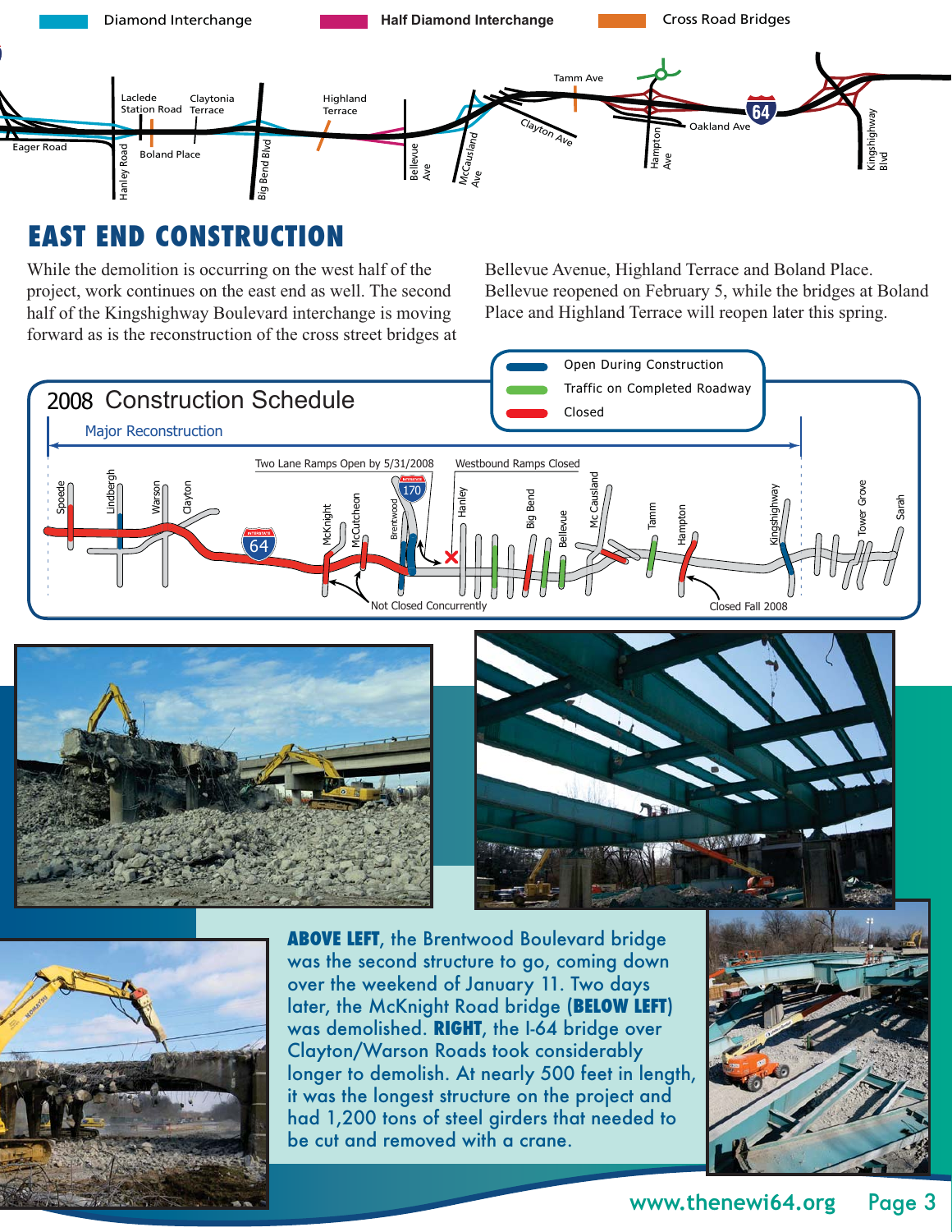Diamond Interchange | Half Diamond Interchange | Cross Road Bridges

## EAST END CONSTRUCTION

While the demolition is occurring on the west half of the project, work continues on the east end as well. The second half of the Kingshighway Boulevard interchange is moving forward as is the reconstruction of the cross street bridges at Bellevue Avenue, Highland Terrace and Boland Place. Bellevue reopened on February 5, while the bridges at Boland Place and Highland Terrace will reopen later this spring.

### 2008 Construction Schedule

- Open During Construction
- Traffic on Completed Roadway
- Closed

Major Reconstruction

Two Lane Ramps Open by 5/31/2008 — Westbound Ramps Closed — Not Closed Concurrently — Closed Fall 2008

**ABOVE LEFT**, the Brentwood Boulevard bridge was the second structure to go, coming down over the weekend of January 11. Two days later, the McKnight Road bridge (**BELOW LEFT**) was demolished. **RIGHT**, the I-64 bridge over Clayton/Warson Roads took considerably longer to demolish. At nearly 500 feet in length, it was the longest structure on the project and had 1,200 tons of steel girders that needed to be cut and removed with a crane.

www.thenewi64.org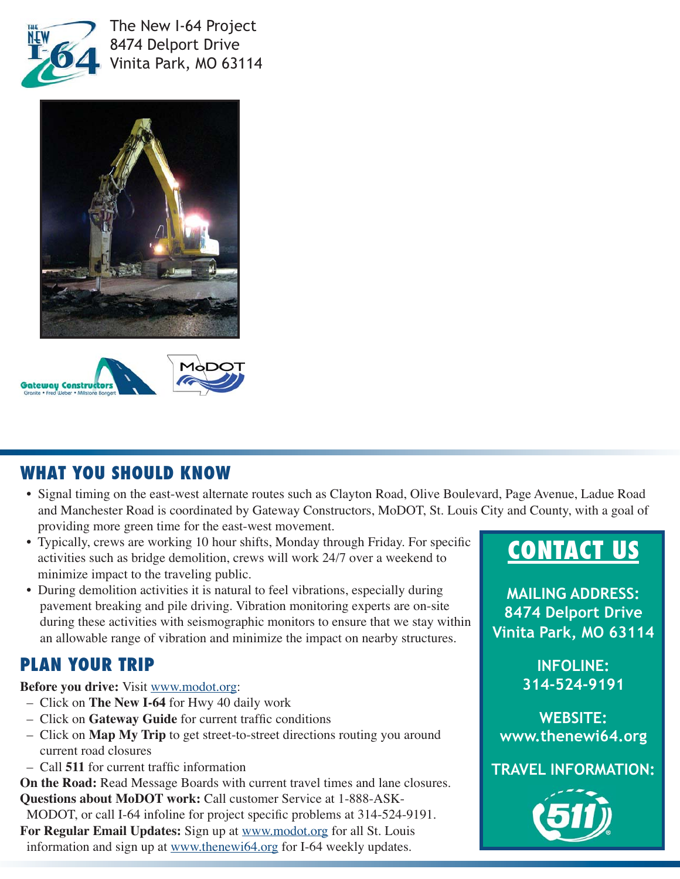The New I-64 Project
8474 Delport Drive
Vinita Park, MO 63114

## WHAT YOU SHOULD KNOW

- Signal timing on the east-west alternate routes such as Clayton Road, Olive Boulevard, Page Avenue, Ladue Road and Manchester Road is coordinated by Gateway Constructors, MoDOT, St. Louis City and County, with a goal of providing more green time for the east-west movement.
- Typically, crews are working 10 hour shifts, Monday through Friday. For specific activities such as bridge demolition, crews will work 24/7 over a weekend to minimize impact to the traveling public.
- During demolition activities it is natural to feel vibrations, especially during pavement breaking and pile driving. Vibration monitoring experts are on-site during these activities with seismographic monitors to ensure that we stay within an allowable range of vibration and minimize the impact on nearby structures.

## PLAN YOUR TRIP

**Before you drive:** Visit www.modot.org:

- Click on **The New I-64** for Hwy 40 daily work
- Click on **Gateway Guide** for current traffic conditions
- Click on **Map My Trip** to get street-to-street directions routing you around current road closures
- Call **511** for current traffic information

**On the Road:** Read Message Boards with current travel times and lane closures.

**Questions about MoDOT work:** Call customer Service at 1-888-ASK-MODOT, or call I-64 infoline for project specific problems at 314-524-9191.

**For Regular Email Updates:** Sign up at www.modot.org for all St. Louis information and sign up at www.thenewi64.org for I-64 weekly updates.

## CONTACT US

**MAILING ADDRESS:**
**8474 Delport Drive**
**Vinita Park, MO 63114**

**INFOLINE:**
**314-524-9191**

**WEBSITE:**
**www.thenewi64.org**

**TRAVEL INFORMATION:**